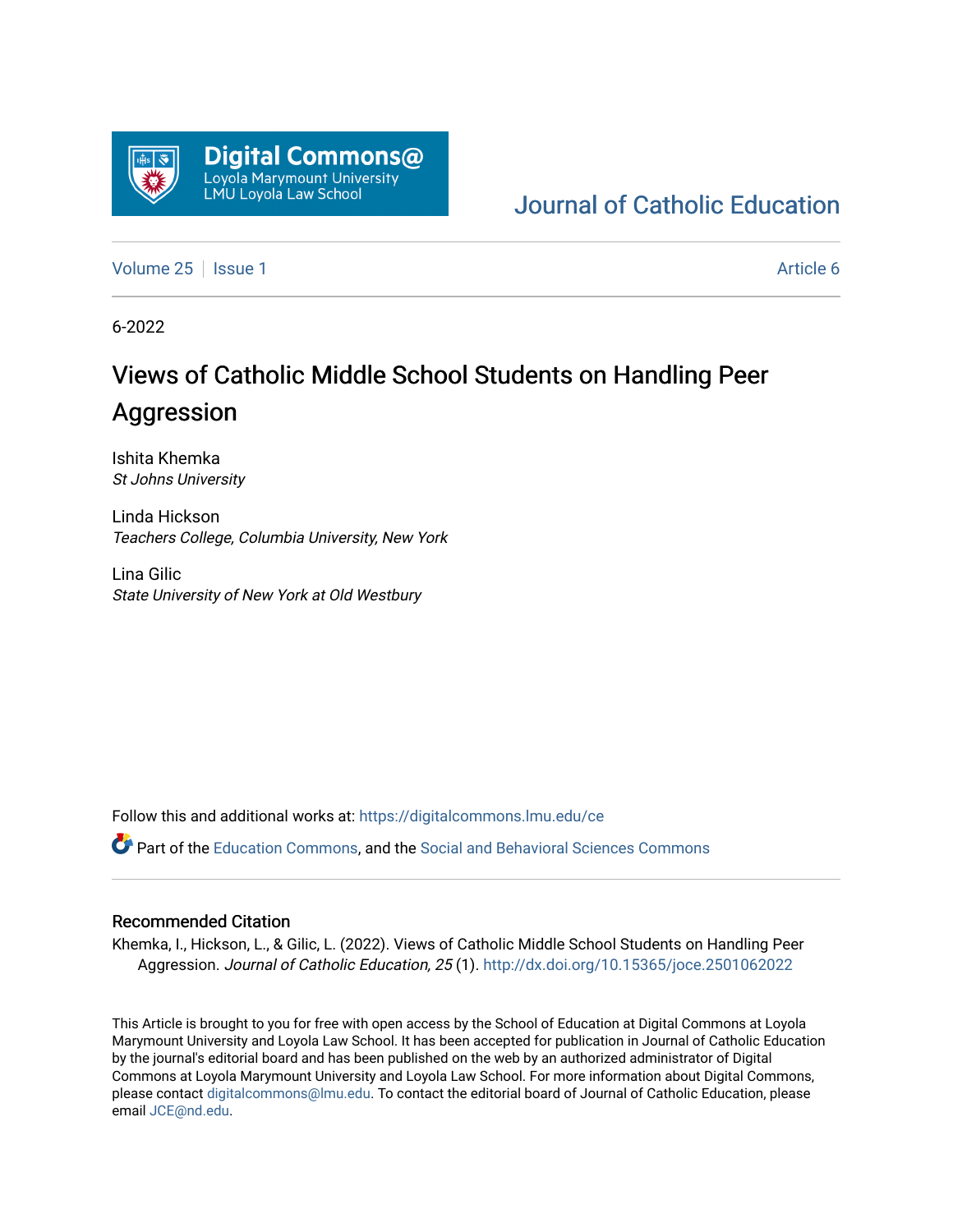Digital Commons@ Loyola Marymount University LMU Loyola Law School

Journal of Catholic Education

Volume 25 | Issue 1 Article 6

6-2022

# Views of Catholic Middle School Students on Handling Peer Aggression

Ishita Khemka
*St Johns University*

Linda Hickson
*Teachers College, Columbia University, New York*

Lina Gilic
*State University of New York at Old Westbury*

Follow this and additional works at: https://digitalcommons.lmu.edu/ce

Part of the Education Commons, and the Social and Behavioral Sciences Commons

## Recommended Citation

Khemka, I., Hickson, L., & Gilic, L. (2022). Views of Catholic Middle School Students on Handling Peer Aggression. *Journal of Catholic Education, 25* (1). http://dx.doi.org/10.15365/joce.2501062022

This Article is brought to you for free with open access by the School of Education at Digital Commons at Loyola Marymount University and Loyola Law School. It has been accepted for publication in Journal of Catholic Education by the journal's editorial board and has been published on the web by an authorized administrator of Digital Commons at Loyola Marymount University and Loyola Law School. For more information about Digital Commons, please contact digitalcommons@lmu.edu. To contact the editorial board of Journal of Catholic Education, please email JCE@nd.edu.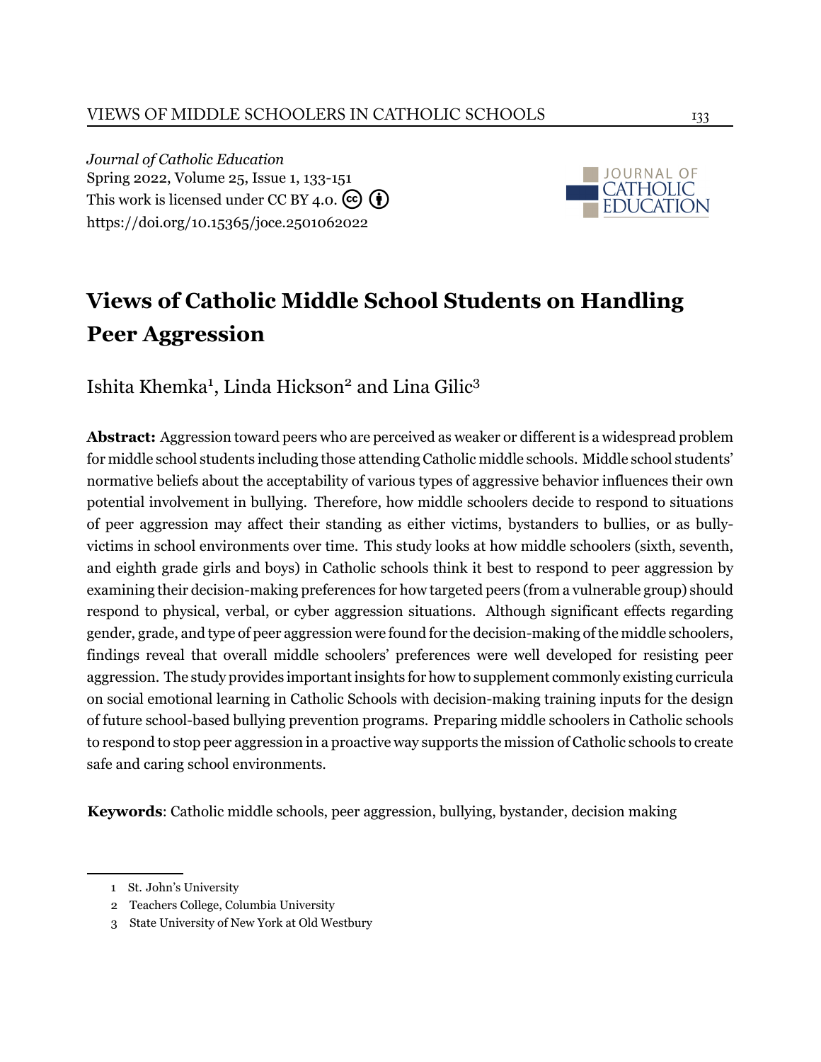*Journal of Catholic Education*
Spring 2022, Volume 25, Issue 1, 133-151
This work is licensed under CC BY 4.0.
https://doi.org/10.15365/joce.2501062022

# Views of Catholic Middle School Students on Handling Peer Aggression

Ishita Khemka[1], Linda Hickson[2] and Lina Gilic[3]

**Abstract:** Aggression toward peers who are perceived as weaker or different is a widespread problem for middle school students including those attending Catholic middle schools. Middle school students' normative beliefs about the acceptability of various types of aggressive behavior influences their own potential involvement in bullying. Therefore, how middle schoolers decide to respond to situations of peer aggression may affect their standing as either victims, bystanders to bullies, or as bully-victims in school environments over time. This study looks at how middle schoolers (sixth, seventh, and eighth grade girls and boys) in Catholic schools think it best to respond to peer aggression by examining their decision-making preferences for how targeted peers (from a vulnerable group) should respond to physical, verbal, or cyber aggression situations. Although significant effects regarding gender, grade, and type of peer aggression were found for the decision-making of the middle schoolers, findings reveal that overall middle schoolers' preferences were well developed for resisting peer aggression. The study provides important insights for how to supplement commonly existing curricula on social emotional learning in Catholic Schools with decision-making training inputs for the design of future school-based bullying prevention programs. Preparing middle schoolers in Catholic schools to respond to stop peer aggression in a proactive way supports the mission of Catholic schools to create safe and caring school environments.

**Keywords**: Catholic middle schools, peer aggression, bullying, bystander, decision making

---

1 St. John's University

2 Teachers College, Columbia University

3 State University of New York at Old Westbury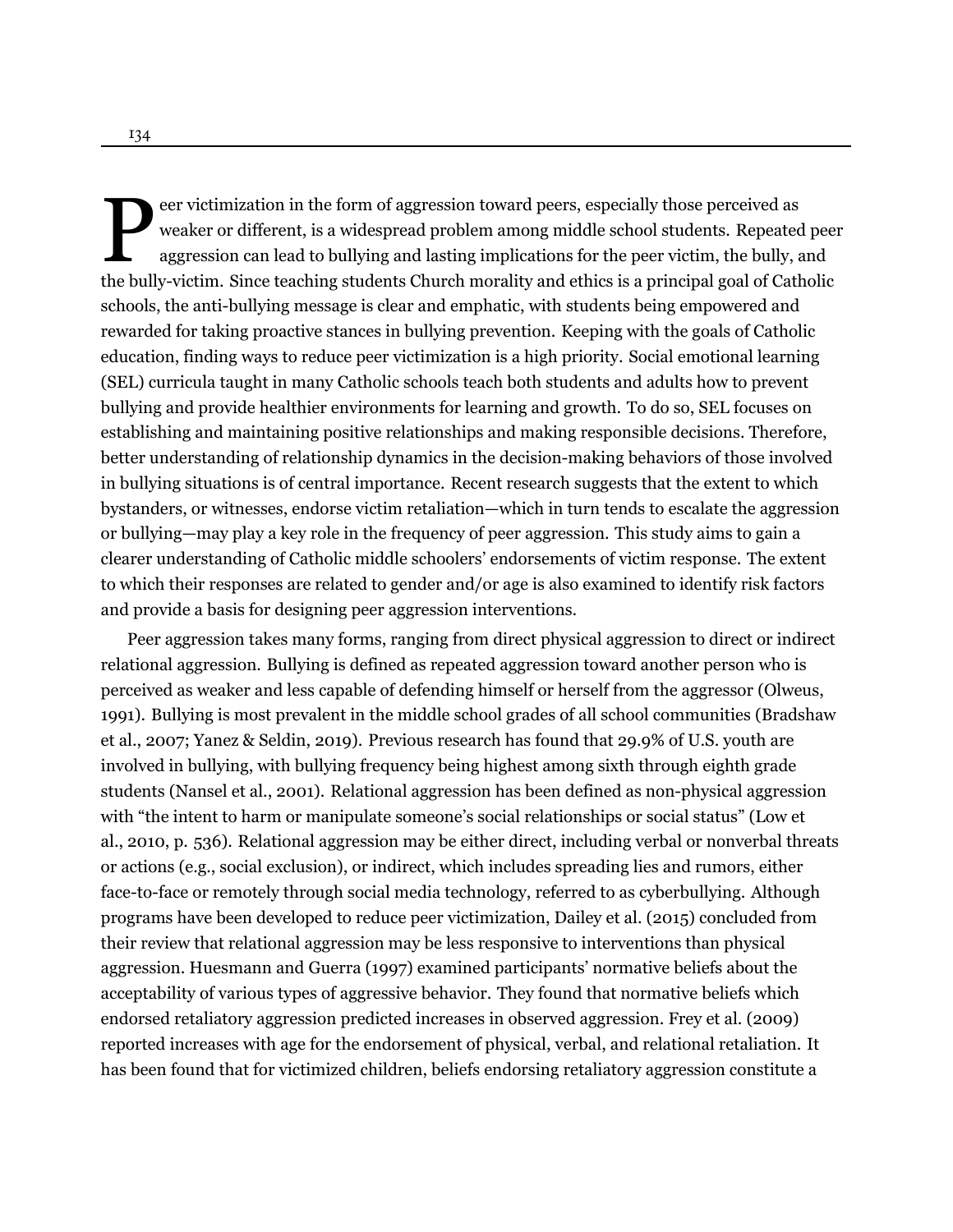Peer victimization in the form of aggression toward peers, especially those perceived as weaker or different, is a widespread problem among middle school students. Repeated peer aggression can lead to bullying and lasting implications for the peer victim, the bully, and the bully-victim. Since teaching students Church morality and ethics is a principal goal of Catholic schools, the anti-bullying message is clear and emphatic, with students being empowered and rewarded for taking proactive stances in bullying prevention. Keeping with the goals of Catholic education, finding ways to reduce peer victimization is a high priority. Social emotional learning (SEL) curricula taught in many Catholic schools teach both students and adults how to prevent bullying and provide healthier environments for learning and growth. To do so, SEL focuses on establishing and maintaining positive relationships and making responsible decisions. Therefore, better understanding of relationship dynamics in the decision-making behaviors of those involved in bullying situations is of central importance. Recent research suggests that the extent to which bystanders, or witnesses, endorse victim retaliation—which in turn tends to escalate the aggression or bullying—may play a key role in the frequency of peer aggression. This study aims to gain a clearer understanding of Catholic middle schoolers' endorsements of victim response. The extent to which their responses are related to gender and/or age is also examined to identify risk factors and provide a basis for designing peer aggression interventions.

Peer aggression takes many forms, ranging from direct physical aggression to direct or indirect relational aggression. Bullying is defined as repeated aggression toward another person who is perceived as weaker and less capable of defending himself or herself from the aggressor (Olweus, 1991). Bullying is most prevalent in the middle school grades of all school communities (Bradshaw et al., 2007; Yanez & Seldin, 2019). Previous research has found that 29.9% of U.S. youth are involved in bullying, with bullying frequency being highest among sixth through eighth grade students (Nansel et al., 2001). Relational aggression has been defined as non-physical aggression with "the intent to harm or manipulate someone's social relationships or social status" (Low et al., 2010, p. 536). Relational aggression may be either direct, including verbal or nonverbal threats or actions (e.g., social exclusion), or indirect, which includes spreading lies and rumors, either face-to-face or remotely through social media technology, referred to as cyberbullying. Although programs have been developed to reduce peer victimization, Dailey et al. (2015) concluded from their review that relational aggression may be less responsive to interventions than physical aggression. Huesmann and Guerra (1997) examined participants' normative beliefs about the acceptability of various types of aggressive behavior. They found that normative beliefs which endorsed retaliatory aggression predicted increases in observed aggression. Frey et al. (2009) reported increases with age for the endorsement of physical, verbal, and relational retaliation. It has been found that for victimized children, beliefs endorsing retaliatory aggression constitute a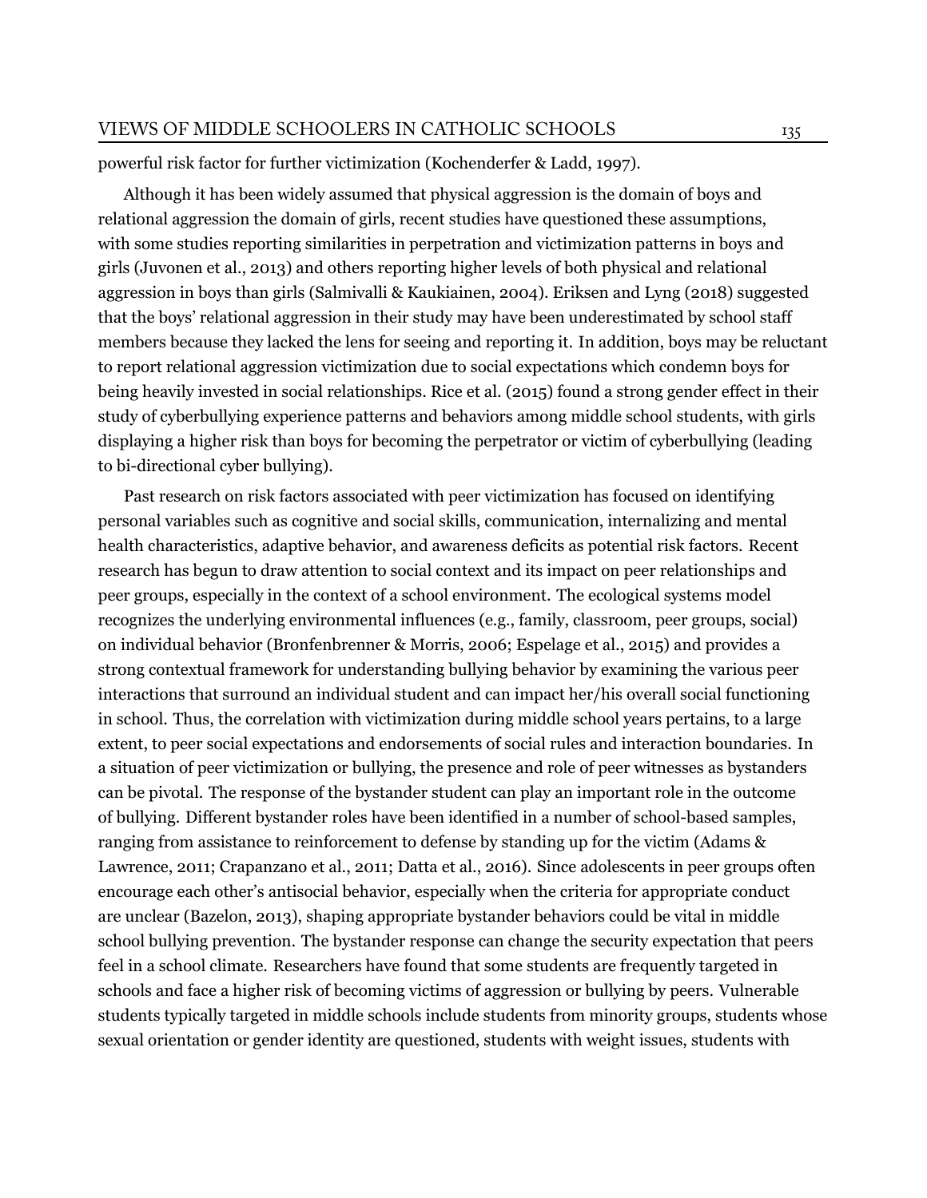powerful risk factor for further victimization (Kochenderfer & Ladd, 1997).

Although it has been widely assumed that physical aggression is the domain of boys and relational aggression the domain of girls, recent studies have questioned these assumptions, with some studies reporting similarities in perpetration and victimization patterns in boys and girls (Juvonen et al., 2013) and others reporting higher levels of both physical and relational aggression in boys than girls (Salmivalli & Kaukiainen, 2004). Eriksen and Lyng (2018) suggested that the boys' relational aggression in their study may have been underestimated by school staff members because they lacked the lens for seeing and reporting it. In addition, boys may be reluctant to report relational aggression victimization due to social expectations which condemn boys for being heavily invested in social relationships. Rice et al. (2015) found a strong gender effect in their study of cyberbullying experience patterns and behaviors among middle school students, with girls displaying a higher risk than boys for becoming the perpetrator or victim of cyberbullying (leading to bi-directional cyber bullying).

Past research on risk factors associated with peer victimization has focused on identifying personal variables such as cognitive and social skills, communication, internalizing and mental health characteristics, adaptive behavior, and awareness deficits as potential risk factors. Recent research has begun to draw attention to social context and its impact on peer relationships and peer groups, especially in the context of a school environment. The ecological systems model recognizes the underlying environmental influences (e.g., family, classroom, peer groups, social) on individual behavior (Bronfenbrenner & Morris, 2006; Espelage et al., 2015) and provides a strong contextual framework for understanding bullying behavior by examining the various peer interactions that surround an individual student and can impact her/his overall social functioning in school. Thus, the correlation with victimization during middle school years pertains, to a large extent, to peer social expectations and endorsements of social rules and interaction boundaries. In a situation of peer victimization or bullying, the presence and role of peer witnesses as bystanders can be pivotal. The response of the bystander student can play an important role in the outcome of bullying. Different bystander roles have been identified in a number of school-based samples, ranging from assistance to reinforcement to defense by standing up for the victim (Adams & Lawrence, 2011; Crapanzano et al., 2011; Datta et al., 2016). Since adolescents in peer groups often encourage each other's antisocial behavior, especially when the criteria for appropriate conduct are unclear (Bazelon, 2013), shaping appropriate bystander behaviors could be vital in middle school bullying prevention. The bystander response can change the security expectation that peers feel in a school climate. Researchers have found that some students are frequently targeted in schools and face a higher risk of becoming victims of aggression or bullying by peers. Vulnerable students typically targeted in middle schools include students from minority groups, students whose sexual orientation or gender identity are questioned, students with weight issues, students with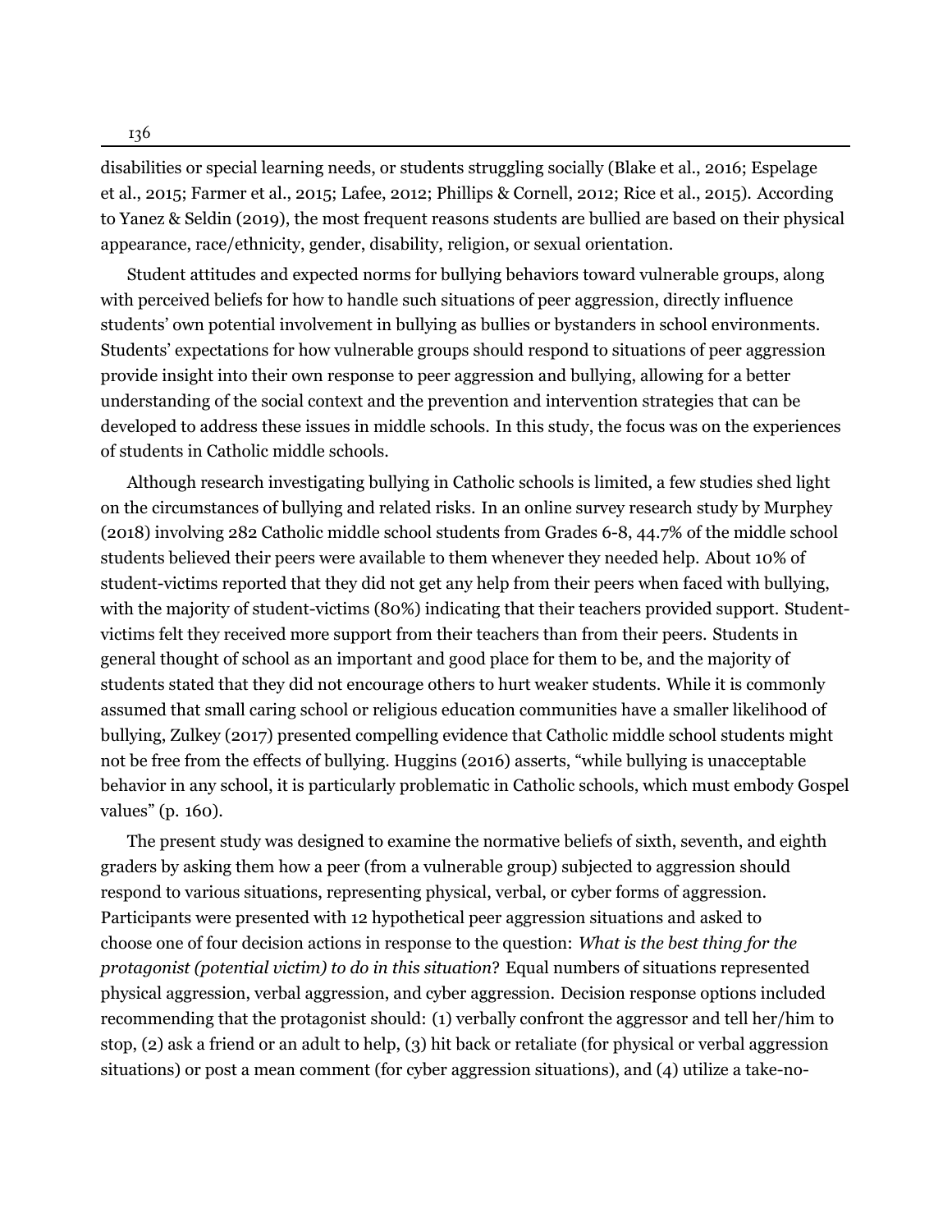disabilities or special learning needs, or students struggling socially (Blake et al., 2016; Espelage et al., 2015; Farmer et al., 2015; Lafee, 2012; Phillips & Cornell, 2012; Rice et al., 2015). According to Yanez & Seldin (2019), the most frequent reasons students are bullied are based on their physical appearance, race/ethnicity, gender, disability, religion, or sexual orientation.

Student attitudes and expected norms for bullying behaviors toward vulnerable groups, along with perceived beliefs for how to handle such situations of peer aggression, directly influence students' own potential involvement in bullying as bullies or bystanders in school environments. Students' expectations for how vulnerable groups should respond to situations of peer aggression provide insight into their own response to peer aggression and bullying, allowing for a better understanding of the social context and the prevention and intervention strategies that can be developed to address these issues in middle schools. In this study, the focus was on the experiences of students in Catholic middle schools.

Although research investigating bullying in Catholic schools is limited, a few studies shed light on the circumstances of bullying and related risks. In an online survey research study by Murphey (2018) involving 282 Catholic middle school students from Grades 6-8, 44.7% of the middle school students believed their peers were available to them whenever they needed help. About 10% of student-victims reported that they did not get any help from their peers when faced with bullying, with the majority of student-victims (80%) indicating that their teachers provided support. Student-victims felt they received more support from their teachers than from their peers. Students in general thought of school as an important and good place for them to be, and the majority of students stated that they did not encourage others to hurt weaker students. While it is commonly assumed that small caring school or religious education communities have a smaller likelihood of bullying, Zulkey (2017) presented compelling evidence that Catholic middle school students might not be free from the effects of bullying. Huggins (2016) asserts, "while bullying is unacceptable behavior in any school, it is particularly problematic in Catholic schools, which must embody Gospel values" (p. 160).

The present study was designed to examine the normative beliefs of sixth, seventh, and eighth graders by asking them how a peer (from a vulnerable group) subjected to aggression should respond to various situations, representing physical, verbal, or cyber forms of aggression. Participants were presented with 12 hypothetical peer aggression situations and asked to choose one of four decision actions in response to the question: *What is the best thing for the protagonist (potential victim) to do in this situation*? Equal numbers of situations represented physical aggression, verbal aggression, and cyber aggression. Decision response options included recommending that the protagonist should: (1) verbally confront the aggressor and tell her/him to stop, (2) ask a friend or an adult to help, (3) hit back or retaliate (for physical or verbal aggression situations) or post a mean comment (for cyber aggression situations), and (4) utilize a take-no-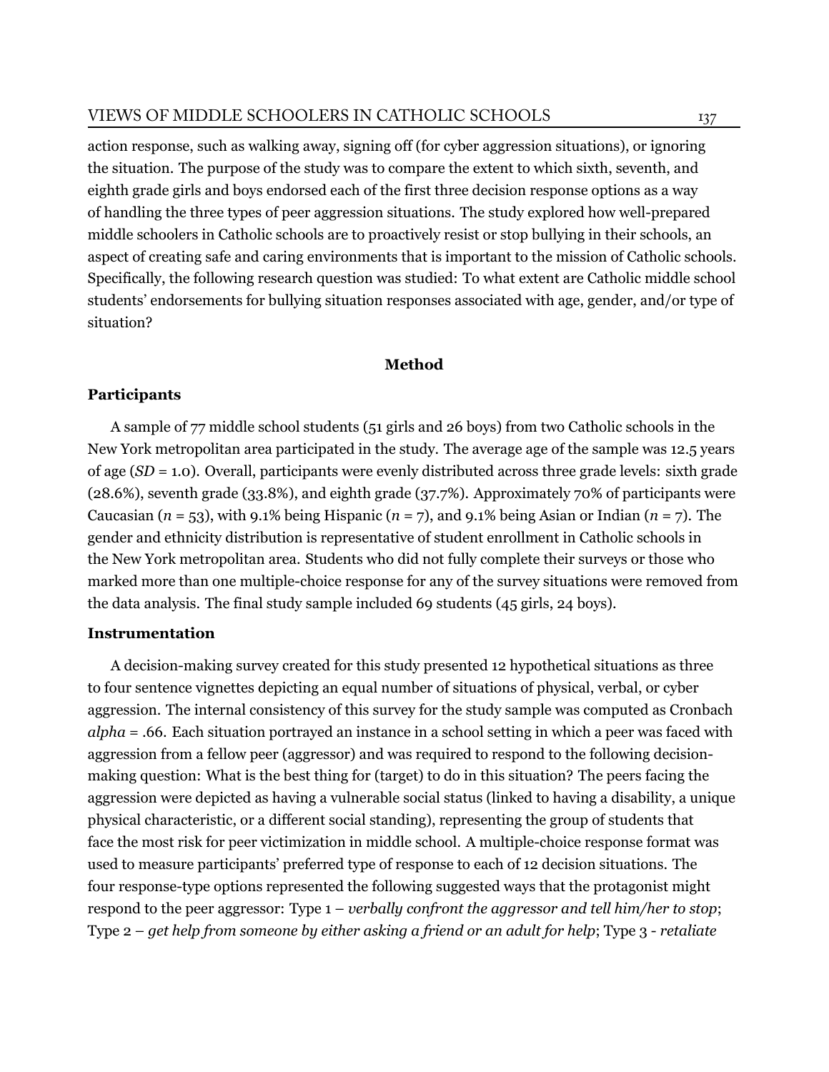action response, such as walking away, signing off (for cyber aggression situations), or ignoring the situation. The purpose of the study was to compare the extent to which sixth, seventh, and eighth grade girls and boys endorsed each of the first three decision response options as a way of handling the three types of peer aggression situations. The study explored how well-prepared middle schoolers in Catholic schools are to proactively resist or stop bullying in their schools, an aspect of creating safe and caring environments that is important to the mission of Catholic schools. Specifically, the following research question was studied: To what extent are Catholic middle school students' endorsements for bullying situation responses associated with age, gender, and/or type of situation?

## Method

### Participants

A sample of 77 middle school students (51 girls and 26 boys) from two Catholic schools in the New York metropolitan area participated in the study. The average age of the sample was 12.5 years of age (*SD* = 1.0). Overall, participants were evenly distributed across three grade levels: sixth grade (28.6%), seventh grade (33.8%), and eighth grade (37.7%). Approximately 70% of participants were Caucasian (*n* = 53), with 9.1% being Hispanic (*n* = 7), and 9.1% being Asian or Indian (*n* = 7). The gender and ethnicity distribution is representative of student enrollment in Catholic schools in the New York metropolitan area. Students who did not fully complete their surveys or those who marked more than one multiple-choice response for any of the survey situations were removed from the data analysis. The final study sample included 69 students (45 girls, 24 boys).

### Instrumentation

A decision-making survey created for this study presented 12 hypothetical situations as three to four sentence vignettes depicting an equal number of situations of physical, verbal, or cyber aggression. The internal consistency of this survey for the study sample was computed as Cronbach *alpha* = .66. Each situation portrayed an instance in a school setting in which a peer was faced with aggression from a fellow peer (aggressor) and was required to respond to the following decision-making question: What is the best thing for (target) to do in this situation? The peers facing the aggression were depicted as having a vulnerable social status (linked to having a disability, a unique physical characteristic, or a different social standing), representing the group of students that face the most risk for peer victimization in middle school. A multiple-choice response format was used to measure participants' preferred type of response to each of 12 decision situations. The four response-type options represented the following suggested ways that the protagonist might respond to the peer aggressor: Type 1 – *verbally confront the aggressor and tell him/her to stop*; Type 2 – *get help from someone by either asking a friend or an adult for help*; Type 3 - *retaliate*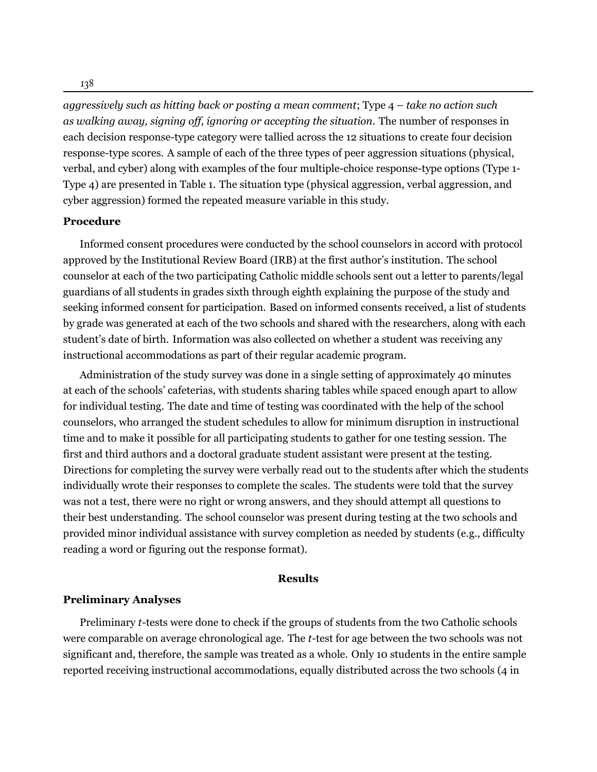*aggressively such as hitting back or posting a mean comment*; Type 4 – *take no action such as walking away, signing off, ignoring or accepting the situation*. The number of responses in each decision response-type category were tallied across the 12 situations to create four decision response-type scores. A sample of each of the three types of peer aggression situations (physical, verbal, and cyber) along with examples of the four multiple-choice response-type options (Type 1-Type 4) are presented in Table 1. The situation type (physical aggression, verbal aggression, and cyber aggression) formed the repeated measure variable in this study.

## Procedure

Informed consent procedures were conducted by the school counselors in accord with protocol approved by the Institutional Review Board (IRB) at the first author's institution. The school counselor at each of the two participating Catholic middle schools sent out a letter to parents/legal guardians of all students in grades sixth through eighth explaining the purpose of the study and seeking informed consent for participation. Based on informed consents received, a list of students by grade was generated at each of the two schools and shared with the researchers, along with each student's date of birth. Information was also collected on whether a student was receiving any instructional accommodations as part of their regular academic program.

Administration of the study survey was done in a single setting of approximately 40 minutes at each of the schools' cafeterias, with students sharing tables while spaced enough apart to allow for individual testing. The date and time of testing was coordinated with the help of the school counselors, who arranged the student schedules to allow for minimum disruption in instructional time and to make it possible for all participating students to gather for one testing session. The first and third authors and a doctoral graduate student assistant were present at the testing. Directions for completing the survey were verbally read out to the students after which the students individually wrote their responses to complete the scales. The students were told that the survey was not a test, there were no right or wrong answers, and they should attempt all questions to their best understanding. The school counselor was present during testing at the two schools and provided minor individual assistance with survey completion as needed by students (e.g., difficulty reading a word or figuring out the response format).

# Results

## Preliminary Analyses

Preliminary *t*-tests were done to check if the groups of students from the two Catholic schools were comparable on average chronological age. The *t*-test for age between the two schools was not significant and, therefore, the sample was treated as a whole. Only 10 students in the entire sample reported receiving instructional accommodations, equally distributed across the two schools (4 in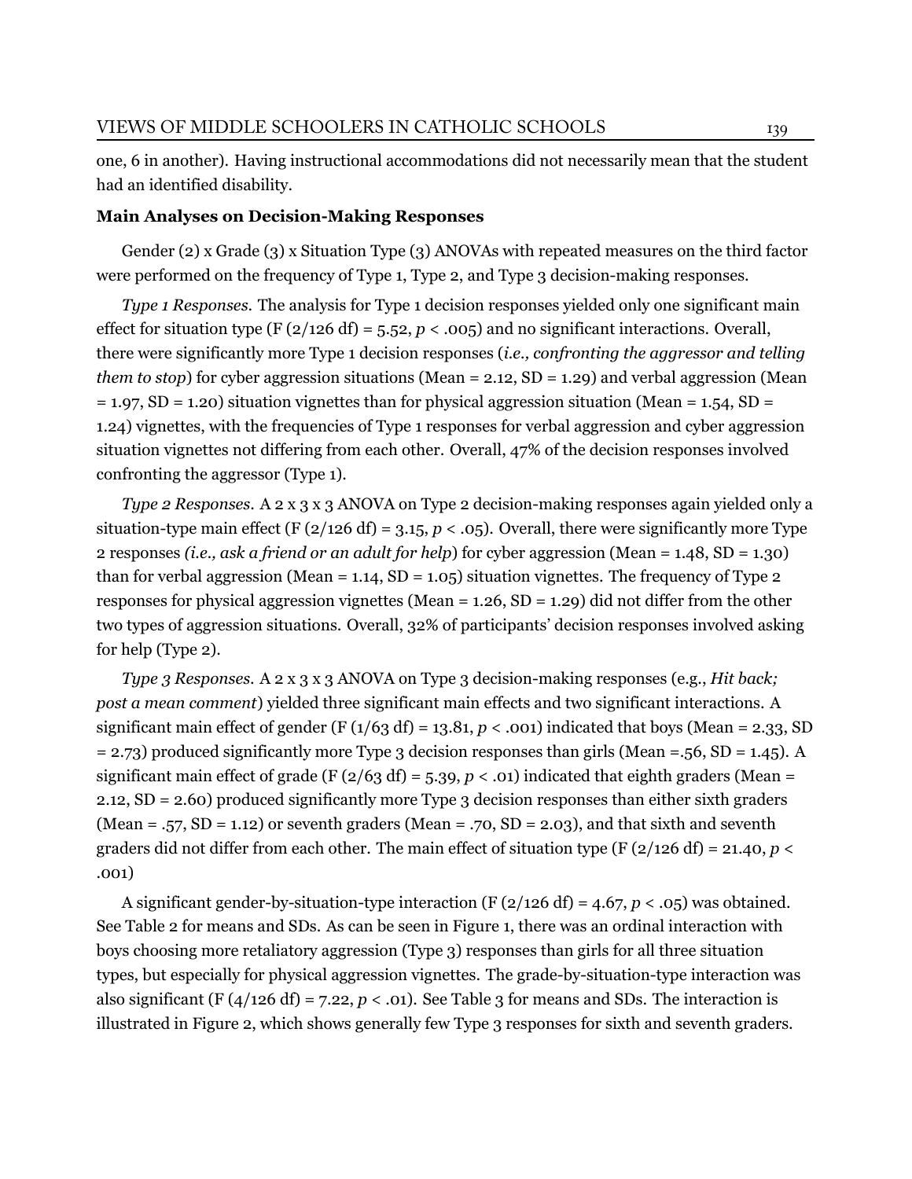one, 6 in another). Having instructional accommodations did not necessarily mean that the student had an identified disability.

**Main Analyses on Decision-Making Responses**

Gender (2) x Grade (3) x Situation Type (3) ANOVAs with repeated measures on the third factor were performed on the frequency of Type 1, Type 2, and Type 3 decision-making responses.

*Type 1 Responses.* The analysis for Type 1 decision responses yielded only one significant main effect for situation type (F (2/126 df) = 5.52, $p < .005$) and no significant interactions. Overall, there were significantly more Type 1 decision responses (*i.e., confronting the aggressor and telling them to stop*) for cyber aggression situations (Mean = 2.12, SD = 1.29) and verbal aggression (Mean = 1.97, SD = 1.20) situation vignettes than for physical aggression situation (Mean = 1.54, SD = 1.24) vignettes, with the frequencies of Type 1 responses for verbal aggression and cyber aggression situation vignettes not differing from each other. Overall, 47% of the decision responses involved confronting the aggressor (Type 1).

*Type 2 Responses.* A 2 x 3 x 3 ANOVA on Type 2 decision-making responses again yielded only a situation-type main effect (F (2/126 df) = 3.15, $p < .05$). Overall, there were significantly more Type 2 responses *(i.e., ask a friend or an adult for help)* for cyber aggression (Mean = 1.48, SD = 1.30) than for verbal aggression (Mean = 1.14, SD = 1.05) situation vignettes. The frequency of Type 2 responses for physical aggression vignettes (Mean = 1.26, SD = 1.29) did not differ from the other two types of aggression situations. Overall, 32% of participants' decision responses involved asking for help (Type 2).

*Type 3 Responses.* A 2 x 3 x 3 ANOVA on Type 3 decision-making responses (e.g., *Hit back; post a mean comment*) yielded three significant main effects and two significant interactions. A significant main effect of gender (F (1/63 df) = 13.81, $p < .001$) indicated that boys (Mean = 2.33, SD = 2.73) produced significantly more Type 3 decision responses than girls (Mean =.56, SD = 1.45). A significant main effect of grade (F (2/63 df) = 5.39, $p < .01$) indicated that eighth graders (Mean = 2.12, SD = 2.60) produced significantly more Type 3 decision responses than either sixth graders (Mean = .57, SD = 1.12) or seventh graders (Mean = .70, SD = 2.03), and that sixth and seventh graders did not differ from each other. The main effect of situation type (F (2/126 df) = 21.40, $p < .001$)

A significant gender-by-situation-type interaction (F (2/126 df) = 4.67, $p < .05$) was obtained. See Table 2 for means and SDs. As can be seen in Figure 1, there was an ordinal interaction with boys choosing more retaliatory aggression (Type 3) responses than girls for all three situation types, but especially for physical aggression vignettes. The grade-by-situation-type interaction was also significant (F (4/126 df) = 7.22, $p < .01$). See Table 3 for means and SDs. The interaction is illustrated in Figure 2, which shows generally few Type 3 responses for sixth and seventh graders.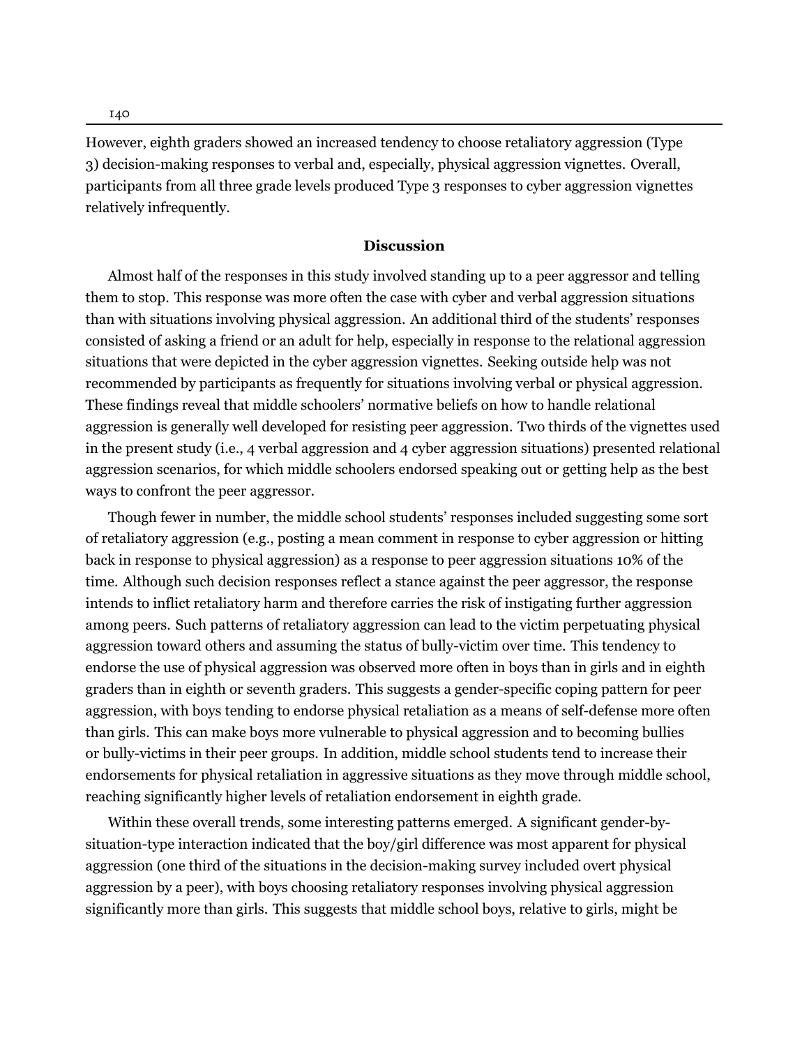However, eighth graders showed an increased tendency to choose retaliatory aggression (Type 3) decision-making responses to verbal and, especially, physical aggression vignettes. Overall, participants from all three grade levels produced Type 3 responses to cyber aggression vignettes relatively infrequently.

## Discussion

Almost half of the responses in this study involved standing up to a peer aggressor and telling them to stop. This response was more often the case with cyber and verbal aggression situations than with situations involving physical aggression. An additional third of the students' responses consisted of asking a friend or an adult for help, especially in response to the relational aggression situations that were depicted in the cyber aggression vignettes. Seeking outside help was not recommended by participants as frequently for situations involving verbal or physical aggression. These findings reveal that middle schoolers' normative beliefs on how to handle relational aggression is generally well developed for resisting peer aggression. Two thirds of the vignettes used in the present study (i.e., 4 verbal aggression and 4 cyber aggression situations) presented relational aggression scenarios, for which middle schoolers endorsed speaking out or getting help as the best ways to confront the peer aggressor.

Though fewer in number, the middle school students' responses included suggesting some sort of retaliatory aggression (e.g., posting a mean comment in response to cyber aggression or hitting back in response to physical aggression) as a response to peer aggression situations 10% of the time. Although such decision responses reflect a stance against the peer aggressor, the response intends to inflict retaliatory harm and therefore carries the risk of instigating further aggression among peers. Such patterns of retaliatory aggression can lead to the victim perpetuating physical aggression toward others and assuming the status of bully-victim over time. This tendency to endorse the use of physical aggression was observed more often in boys than in girls and in eighth graders than in eighth or seventh graders. This suggests a gender-specific coping pattern for peer aggression, with boys tending to endorse physical retaliation as a means of self-defense more often than girls. This can make boys more vulnerable to physical aggression and to becoming bullies or bully-victims in their peer groups. In addition, middle school students tend to increase their endorsements for physical retaliation in aggressive situations as they move through middle school, reaching significantly higher levels of retaliation endorsement in eighth grade.

Within these overall trends, some interesting patterns emerged. A significant gender-by-situation-type interaction indicated that the boy/girl difference was most apparent for physical aggression (one third of the situations in the decision-making survey included overt physical aggression by a peer), with boys choosing retaliatory responses involving physical aggression significantly more than girls. This suggests that middle school boys, relative to girls, might be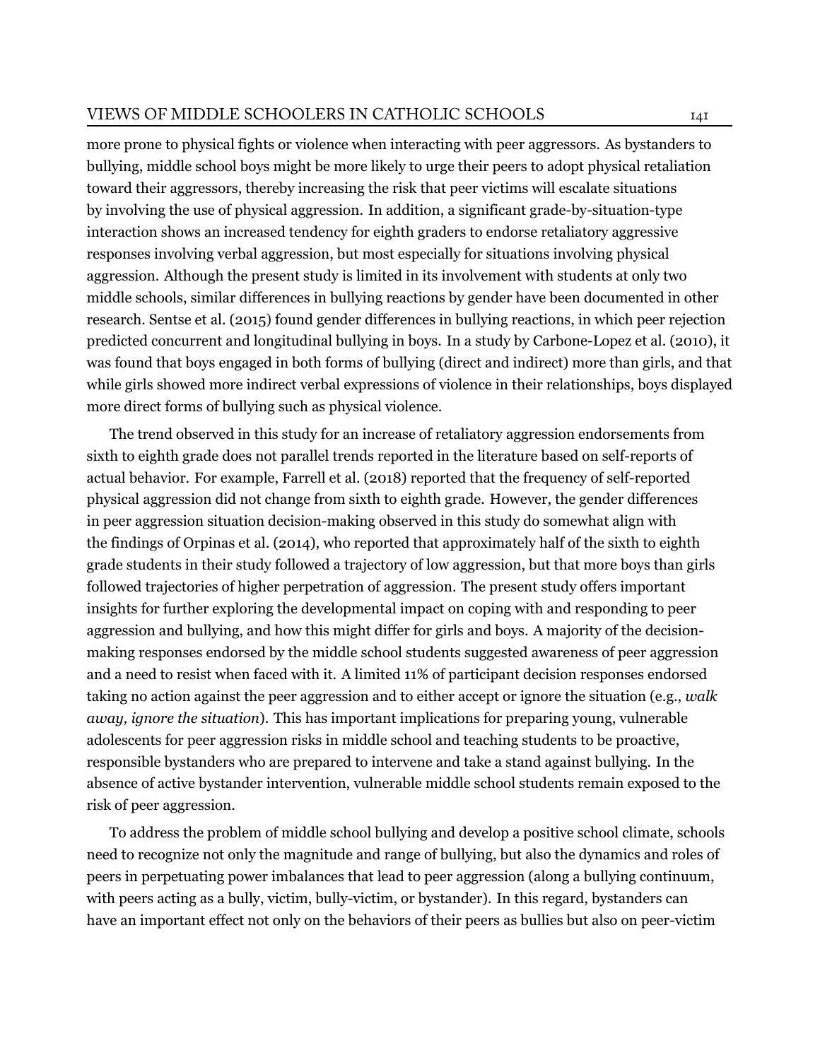more prone to physical fights or violence when interacting with peer aggressors. As bystanders to bullying, middle school boys might be more likely to urge their peers to adopt physical retaliation toward their aggressors, thereby increasing the risk that peer victims will escalate situations by involving the use of physical aggression. In addition, a significant grade-by-situation-type interaction shows an increased tendency for eighth graders to endorse retaliatory aggressive responses involving verbal aggression, but most especially for situations involving physical aggression. Although the present study is limited in its involvement with students at only two middle schools, similar differences in bullying reactions by gender have been documented in other research. Sentse et al. (2015) found gender differences in bullying reactions, in which peer rejection predicted concurrent and longitudinal bullying in boys. In a study by Carbone-Lopez et al. (2010), it was found that boys engaged in both forms of bullying (direct and indirect) more than girls, and that while girls showed more indirect verbal expressions of violence in their relationships, boys displayed more direct forms of bullying such as physical violence.

The trend observed in this study for an increase of retaliatory aggression endorsements from sixth to eighth grade does not parallel trends reported in the literature based on self-reports of actual behavior. For example, Farrell et al. (2018) reported that the frequency of self-reported physical aggression did not change from sixth to eighth grade. However, the gender differences in peer aggression situation decision-making observed in this study do somewhat align with the findings of Orpinas et al. (2014), who reported that approximately half of the sixth to eighth grade students in their study followed a trajectory of low aggression, but that more boys than girls followed trajectories of higher perpetration of aggression. The present study offers important insights for further exploring the developmental impact on coping with and responding to peer aggression and bullying, and how this might differ for girls and boys. A majority of the decision-making responses endorsed by the middle school students suggested awareness of peer aggression and a need to resist when faced with it. A limited 11% of participant decision responses endorsed taking no action against the peer aggression and to either accept or ignore the situation (e.g., *walk away, ignore the situation*). This has important implications for preparing young, vulnerable adolescents for peer aggression risks in middle school and teaching students to be proactive, responsible bystanders who are prepared to intervene and take a stand against bullying. In the absence of active bystander intervention, vulnerable middle school students remain exposed to the risk of peer aggression.

To address the problem of middle school bullying and develop a positive school climate, schools need to recognize not only the magnitude and range of bullying, but also the dynamics and roles of peers in perpetuating power imbalances that lead to peer aggression (along a bullying continuum, with peers acting as a bully, victim, bully-victim, or bystander). In this regard, bystanders can have an important effect not only on the behaviors of their peers as bullies but also on peer-victim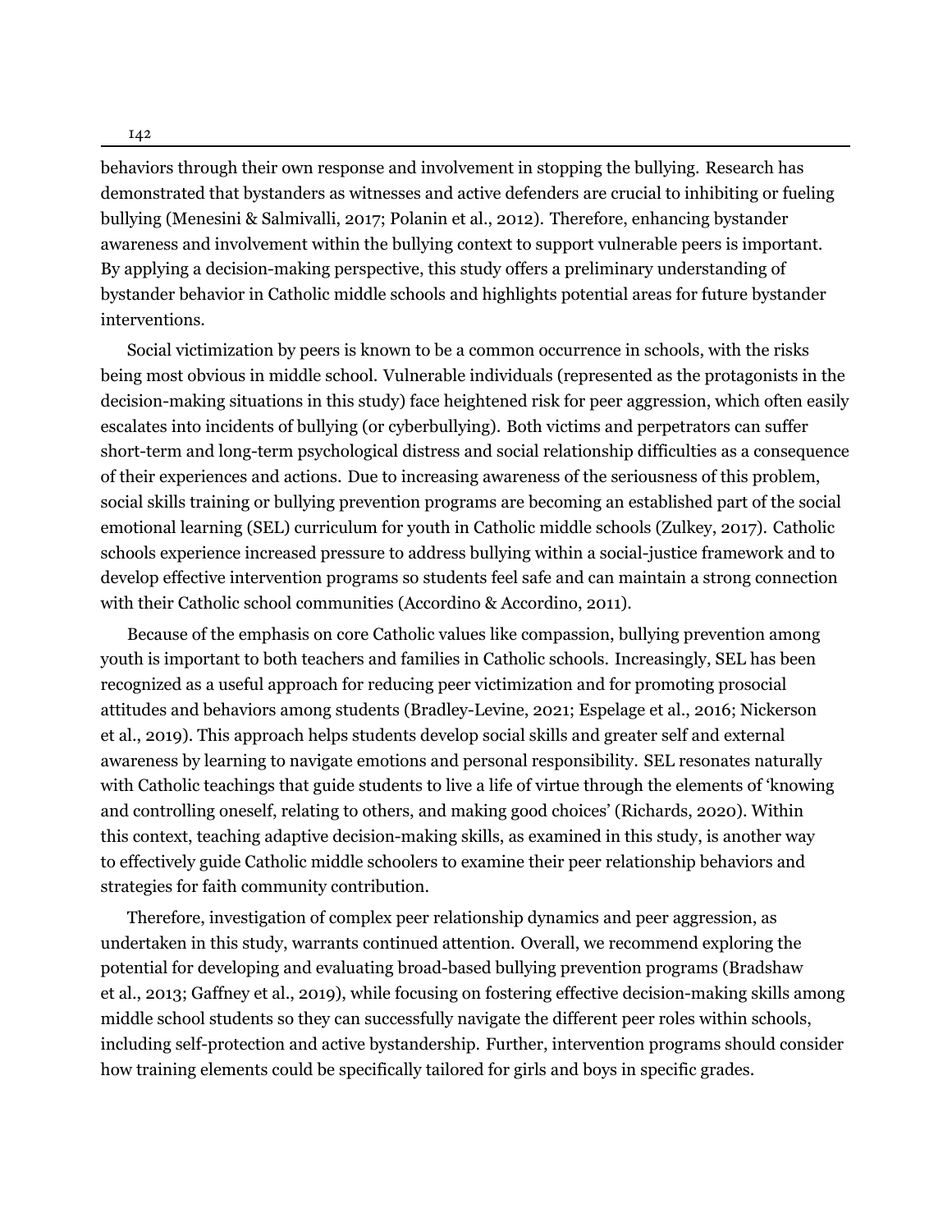behaviors through their own response and involvement in stopping the bullying. Research has demonstrated that bystanders as witnesses and active defenders are crucial to inhibiting or fueling bullying (Menesini & Salmivalli, 2017; Polanin et al., 2012). Therefore, enhancing bystander awareness and involvement within the bullying context to support vulnerable peers is important. By applying a decision-making perspective, this study offers a preliminary understanding of bystander behavior in Catholic middle schools and highlights potential areas for future bystander interventions.

Social victimization by peers is known to be a common occurrence in schools, with the risks being most obvious in middle school. Vulnerable individuals (represented as the protagonists in the decision-making situations in this study) face heightened risk for peer aggression, which often easily escalates into incidents of bullying (or cyberbullying). Both victims and perpetrators can suffer short-term and long-term psychological distress and social relationship difficulties as a consequence of their experiences and actions. Due to increasing awareness of the seriousness of this problem, social skills training or bullying prevention programs are becoming an established part of the social emotional learning (SEL) curriculum for youth in Catholic middle schools (Zulkey, 2017). Catholic schools experience increased pressure to address bullying within a social-justice framework and to develop effective intervention programs so students feel safe and can maintain a strong connection with their Catholic school communities (Accordino & Accordino, 2011).

Because of the emphasis on core Catholic values like compassion, bullying prevention among youth is important to both teachers and families in Catholic schools. Increasingly, SEL has been recognized as a useful approach for reducing peer victimization and for promoting prosocial attitudes and behaviors among students (Bradley-Levine, 2021; Espelage et al., 2016; Nickerson et al., 2019). This approach helps students develop social skills and greater self and external awareness by learning to navigate emotions and personal responsibility. SEL resonates naturally with Catholic teachings that guide students to live a life of virtue through the elements of 'knowing and controlling oneself, relating to others, and making good choices' (Richards, 2020). Within this context, teaching adaptive decision-making skills, as examined in this study, is another way to effectively guide Catholic middle schoolers to examine their peer relationship behaviors and strategies for faith community contribution.

Therefore, investigation of complex peer relationship dynamics and peer aggression, as undertaken in this study, warrants continued attention. Overall, we recommend exploring the potential for developing and evaluating broad-based bullying prevention programs (Bradshaw et al., 2013; Gaffney et al., 2019), while focusing on fostering effective decision-making skills among middle school students so they can successfully navigate the different peer roles within schools, including self-protection and active bystandership. Further, intervention programs should consider how training elements could be specifically tailored for girls and boys in specific grades.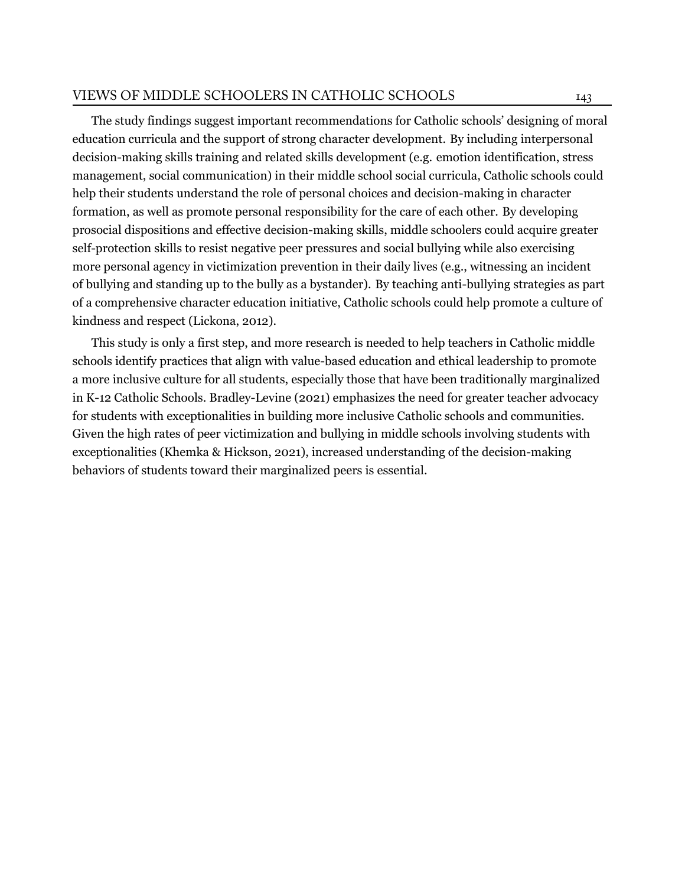The study findings suggest important recommendations for Catholic schools' designing of moral education curricula and the support of strong character development. By including interpersonal decision-making skills training and related skills development (e.g. emotion identification, stress management, social communication) in their middle school social curricula, Catholic schools could help their students understand the role of personal choices and decision-making in character formation, as well as promote personal responsibility for the care of each other. By developing prosocial dispositions and effective decision-making skills, middle schoolers could acquire greater self-protection skills to resist negative peer pressures and social bullying while also exercising more personal agency in victimization prevention in their daily lives (e.g., witnessing an incident of bullying and standing up to the bully as a bystander). By teaching anti-bullying strategies as part of a comprehensive character education initiative, Catholic schools could help promote a culture of kindness and respect (Lickona, 2012).

This study is only a first step, and more research is needed to help teachers in Catholic middle schools identify practices that align with value-based education and ethical leadership to promote a more inclusive culture for all students, especially those that have been traditionally marginalized in K-12 Catholic Schools. Bradley-Levine (2021) emphasizes the need for greater teacher advocacy for students with exceptionalities in building more inclusive Catholic schools and communities. Given the high rates of peer victimization and bullying in middle schools involving students with exceptionalities (Khemka & Hickson, 2021), increased understanding of the decision-making behaviors of students toward their marginalized peers is essential.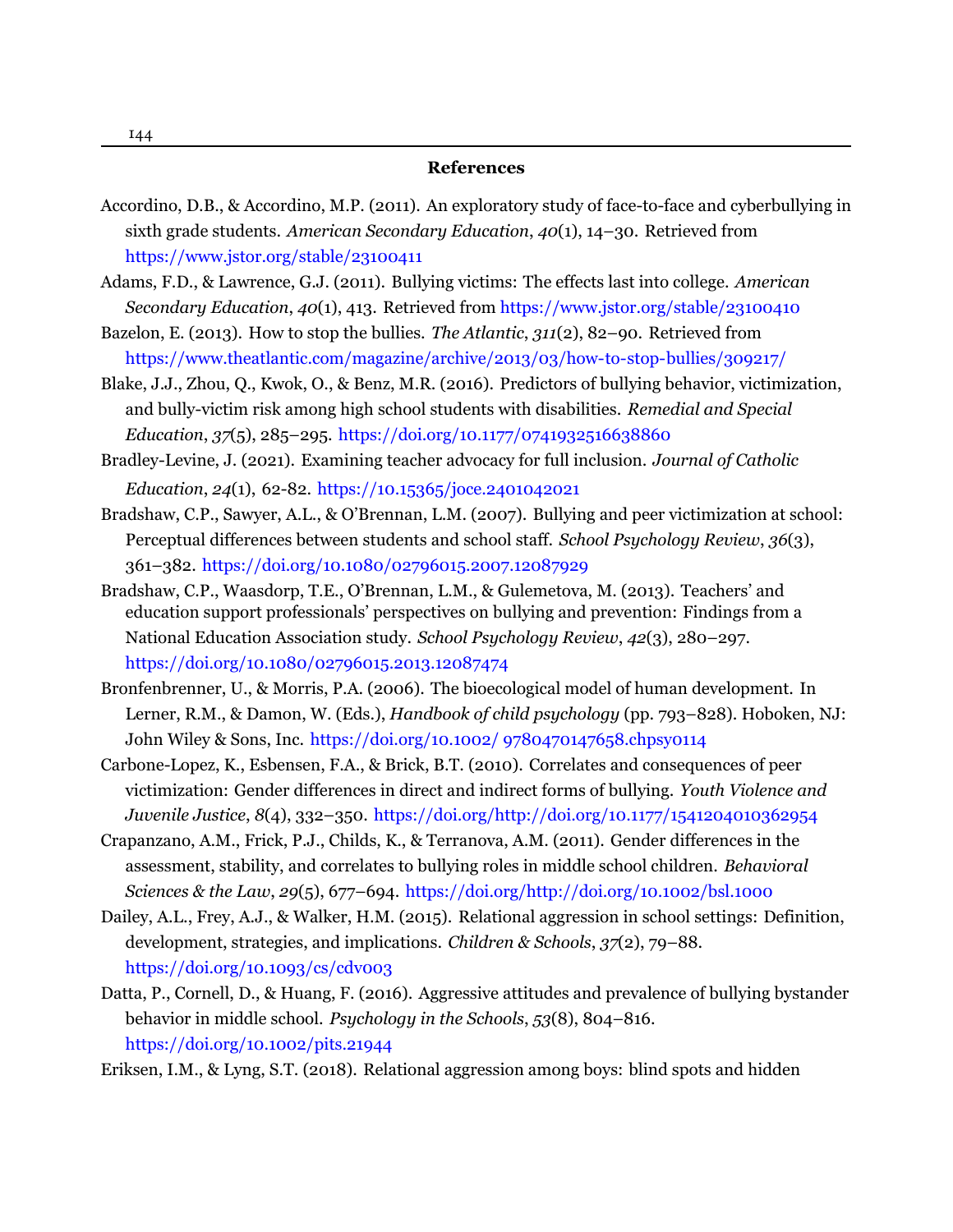## References

Accordino, D.B., & Accordino, M.P. (2011). An exploratory study of face-to-face and cyberbullying in sixth grade students. *American Secondary Education*, *40*(1), 14–30. Retrieved from https://www.jstor.org/stable/23100411

Adams, F.D., & Lawrence, G.J. (2011). Bullying victims: The effects last into college. *American Secondary Education*, *40*(1), 413. Retrieved from https://www.jstor.org/stable/23100410

Bazelon, E. (2013). How to stop the bullies. *The Atlantic*, *311*(2), 82–90. Retrieved from https://www.theatlantic.com/magazine/archive/2013/03/how-to-stop-bullies/309217/

Blake, J.J., Zhou, Q., Kwok, O., & Benz, M.R. (2016). Predictors of bullying behavior, victimization, and bully-victim risk among high school students with disabilities. *Remedial and Special Education*, *37*(5), 285–295. https://doi.org/10.1177/0741932516638860

Bradley-Levine, J. (2021). Examining teacher advocacy for full inclusion. *Journal of Catholic Education*, *24*(1), 62-82. https://10.15365/joce.2401042021

Bradshaw, C.P., Sawyer, A.L., & O'Brennan, L.M. (2007). Bullying and peer victimization at school: Perceptual differences between students and school staff. *School Psychology Review*, *36*(3), 361–382. https://doi.org/10.1080/02796015.2007.12087929

Bradshaw, C.P., Waasdorp, T.E., O'Brennan, L.M., & Gulemetova, M. (2013). Teachers' and education support professionals' perspectives on bullying and prevention: Findings from a National Education Association study. *School Psychology Review*, *42*(3), 280–297. https://doi.org/10.1080/02796015.2013.12087474

Bronfenbrenner, U., & Morris, P.A. (2006). The bioecological model of human development. In Lerner, R.M., & Damon, W. (Eds.), *Handbook of child psychology* (pp. 793–828). Hoboken, NJ: John Wiley & Sons, Inc. https://doi.org/10.1002/ 9780470147658.chpsy0114

Carbone-Lopez, K., Esbensen, F.A., & Brick, B.T. (2010). Correlates and consequences of peer victimization: Gender differences in direct and indirect forms of bullying. *Youth Violence and Juvenile Justice*, *8*(4), 332–350. https://doi.org/http://doi.org/10.1177/1541204010362954

Crapanzano, A.M., Frick, P.J., Childs, K., & Terranova, A.M. (2011). Gender differences in the assessment, stability, and correlates to bullying roles in middle school children. *Behavioral Sciences & the Law*, *29*(5), 677–694. https://doi.org/http://doi.org/10.1002/bsl.1000

Dailey, A.L., Frey, A.J., & Walker, H.M. (2015). Relational aggression in school settings: Definition, development, strategies, and implications. *Children & Schools*, *37*(2), 79–88. https://doi.org/10.1093/cs/cdv003

Datta, P., Cornell, D., & Huang, F. (2016). Aggressive attitudes and prevalence of bullying bystander behavior in middle school. *Psychology in the Schools*, *53*(8), 804–816. https://doi.org/10.1002/pits.21944

Eriksen, I.M., & Lyng, S.T. (2018). Relational aggression among boys: blind spots and hidden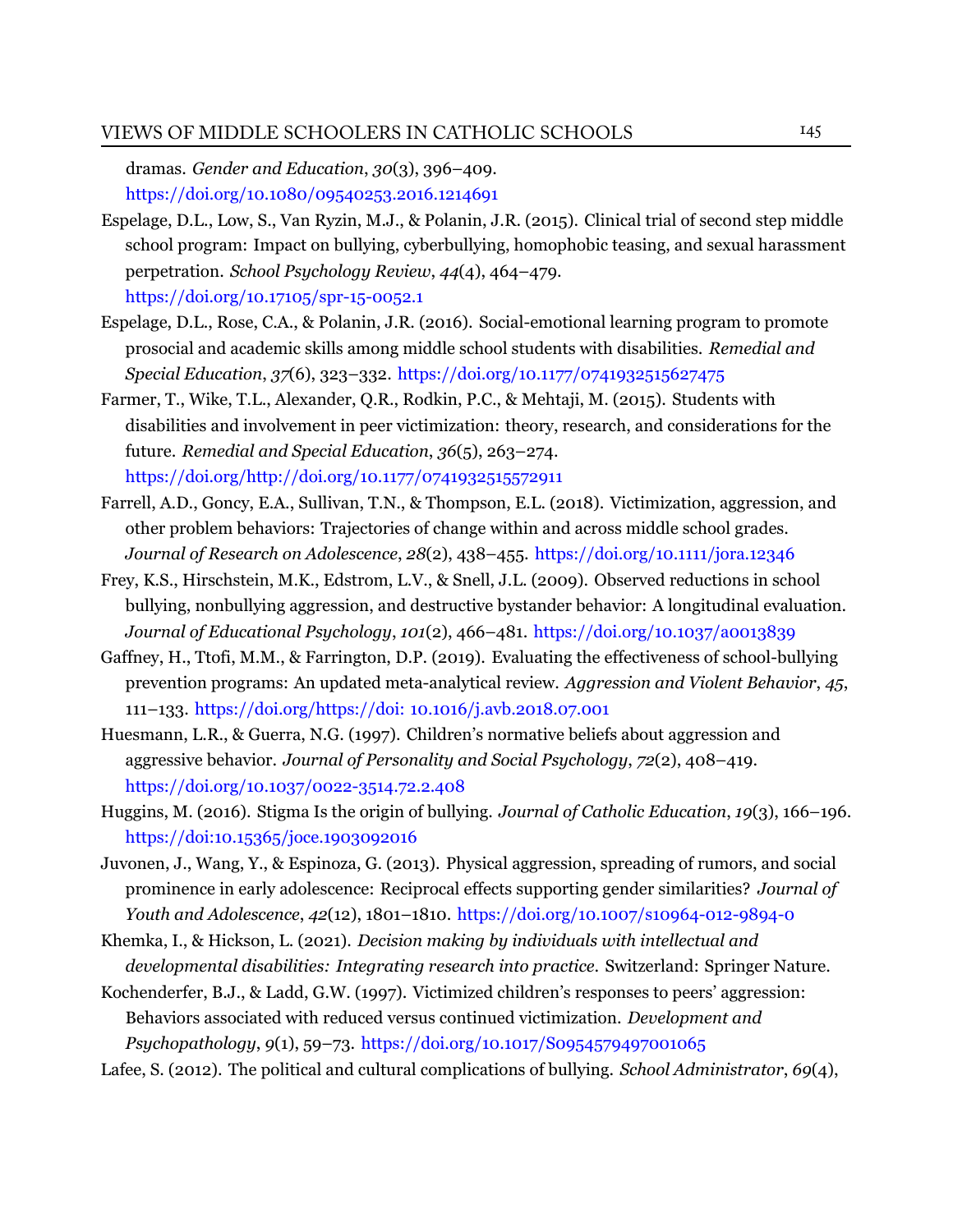dramas. *Gender and Education*, *30*(3), 396–409. https://doi.org/10.1080/09540253.2016.1214691

Espelage, D.L., Low, S., Van Ryzin, M.J., & Polanin, J.R. (2015). Clinical trial of second step middle school program: Impact on bullying, cyberbullying, homophobic teasing, and sexual harassment perpetration. *School Psychology Review*, *44*(4), 464–479. https://doi.org/10.17105/spr-15-0052.1

Espelage, D.L., Rose, C.A., & Polanin, J.R. (2016). Social-emotional learning program to promote prosocial and academic skills among middle school students with disabilities. *Remedial and Special Education*, *37*(6), 323–332. https://doi.org/10.1177/0741932515627475

Farmer, T., Wike, T.L., Alexander, Q.R., Rodkin, P.C., & Mehtaji, M. (2015). Students with disabilities and involvement in peer victimization: theory, research, and considerations for the future. *Remedial and Special Education*, *36*(5), 263–274. https://doi.org/http://doi.org/10.1177/0741932515572911

Farrell, A.D., Goncy, E.A., Sullivan, T.N., & Thompson, E.L. (2018). Victimization, aggression, and other problem behaviors: Trajectories of change within and across middle school grades. *Journal of Research on Adolescence*, *28*(2), 438–455. https://doi.org/10.1111/jora.12346

Frey, K.S., Hirschstein, M.K., Edstrom, L.V., & Snell, J.L. (2009). Observed reductions in school bullying, nonbullying aggression, and destructive bystander behavior: A longitudinal evaluation. *Journal of Educational Psychology*, *101*(2), 466–481. https://doi.org/10.1037/a0013839

Gaffney, H., Ttofi, M.M., & Farrington, D.P. (2019). Evaluating the effectiveness of school-bullying prevention programs: An updated meta-analytical review. *Aggression and Violent Behavior*, *45*, 111–133. https://doi.org/https://doi: 10.1016/j.avb.2018.07.001

Huesmann, L.R., & Guerra, N.G. (1997). Children's normative beliefs about aggression and aggressive behavior. *Journal of Personality and Social Psychology*, *72*(2), 408–419. https://doi.org/10.1037/0022-3514.72.2.408

Huggins, M. (2016). Stigma Is the origin of bullying. *Journal of Catholic Education*, *19*(3), 166–196. https://doi:10.15365/joce.1903092016

Juvonen, J., Wang, Y., & Espinoza, G. (2013). Physical aggression, spreading of rumors, and social prominence in early adolescence: Reciprocal effects supporting gender similarities? *Journal of Youth and Adolescence*, *42*(12), 1801–1810. https://doi.org/10.1007/s10964-012-9894-0

Khemka, I., & Hickson, L. (2021). *Decision making by individuals with intellectual and developmental disabilities: Integrating research into practice*. Switzerland: Springer Nature.

Kochenderfer, B.J., & Ladd, G.W. (1997). Victimized children's responses to peers' aggression: Behaviors associated with reduced versus continued victimization. *Development and Psychopathology*, *9*(1), 59–73. https://doi.org/10.1017/S0954579497001065

Lafee, S. (2012). The political and cultural complications of bullying. *School Administrator*, *69*(4),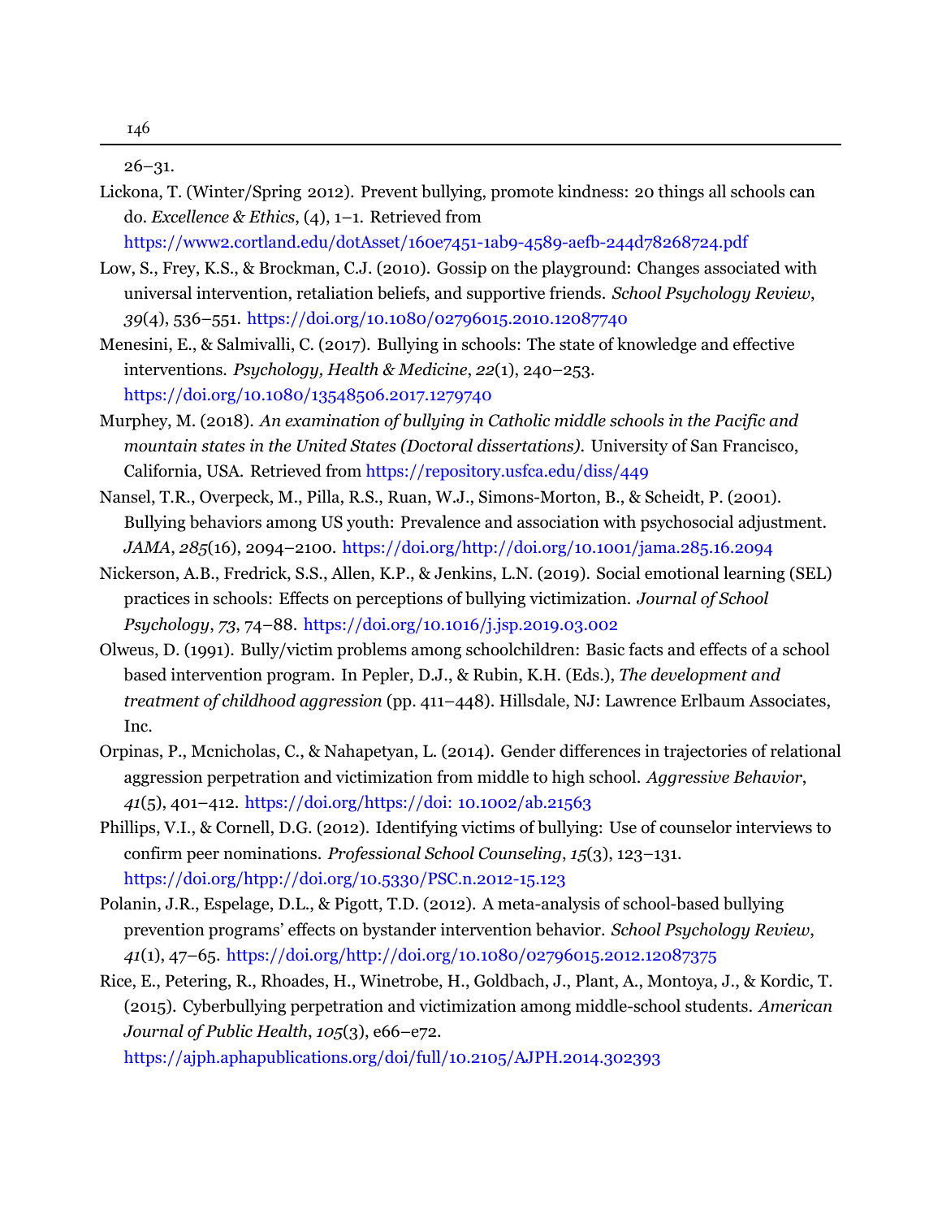26–31.

Lickona, T. (Winter/Spring 2012). Prevent bullying, promote kindness: 20 things all schools can do. *Excellence & Ethics*, (4), 1–1. Retrieved from https://www2.cortland.edu/dotAsset/160e7451-1ab9-4589-aefb-244d78268724.pdf

Low, S., Frey, K.S., & Brockman, C.J. (2010). Gossip on the playground: Changes associated with universal intervention, retaliation beliefs, and supportive friends. *School Psychology Review*, *39*(4), 536–551. https://doi.org/10.1080/02796015.2010.12087740

Menesini, E., & Salmivalli, C. (2017). Bullying in schools: The state of knowledge and effective interventions. *Psychology, Health & Medicine*, *22*(1), 240–253. https://doi.org/10.1080/13548506.2017.1279740

Murphey, M. (2018). *An examination of bullying in Catholic middle schools in the Pacific and mountain states in the United States (Doctoral dissertations).* University of San Francisco, California, USA. Retrieved from https://repository.usfca.edu/diss/449

Nansel, T.R., Overpeck, M., Pilla, R.S., Ruan, W.J., Simons-Morton, B., & Scheidt, P. (2001). Bullying behaviors among US youth: Prevalence and association with psychosocial adjustment. *JAMA*, *285*(16), 2094–2100. https://doi.org/http://doi.org/10.1001/jama.285.16.2094

Nickerson, A.B., Fredrick, S.S., Allen, K.P., & Jenkins, L.N. (2019). Social emotional learning (SEL) practices in schools: Effects on perceptions of bullying victimization. *Journal of School Psychology*, *73*, 74–88. https://doi.org/10.1016/j.jsp.2019.03.002

Olweus, D. (1991). Bully/victim problems among schoolchildren: Basic facts and effects of a school based intervention program. In Pepler, D.J., & Rubin, K.H. (Eds.), *The development and treatment of childhood aggression* (pp. 411–448). Hillsdale, NJ: Lawrence Erlbaum Associates, Inc.

Orpinas, P., Mcnicholas, C., & Nahapetyan, L. (2014). Gender differences in trajectories of relational aggression perpetration and victimization from middle to high school. *Aggressive Behavior*, *41*(5), 401–412. https://doi.org/https://doi: 10.1002/ab.21563

Phillips, V.I., & Cornell, D.G. (2012). Identifying victims of bullying: Use of counselor interviews to confirm peer nominations. *Professional School Counseling*, *15*(3), 123–131. https://doi.org/htpp://doi.org/10.5330/PSC.n.2012-15.123

Polanin, J.R., Espelage, D.L., & Pigott, T.D. (2012). A meta-analysis of school-based bullying prevention programs' effects on bystander intervention behavior. *School Psychology Review*, *41*(1), 47–65. https://doi.org/http://doi.org/10.1080/02796015.2012.12087375

Rice, E., Petering, R., Rhoades, H., Winetrobe, H., Goldbach, J., Plant, A., Montoya, J., & Kordic, T. (2015). Cyberbullying perpetration and victimization among middle-school students. *American Journal of Public Health*, *105*(3), e66–e72. https://ajph.aphapublications.org/doi/full/10.2105/AJPH.2014.302393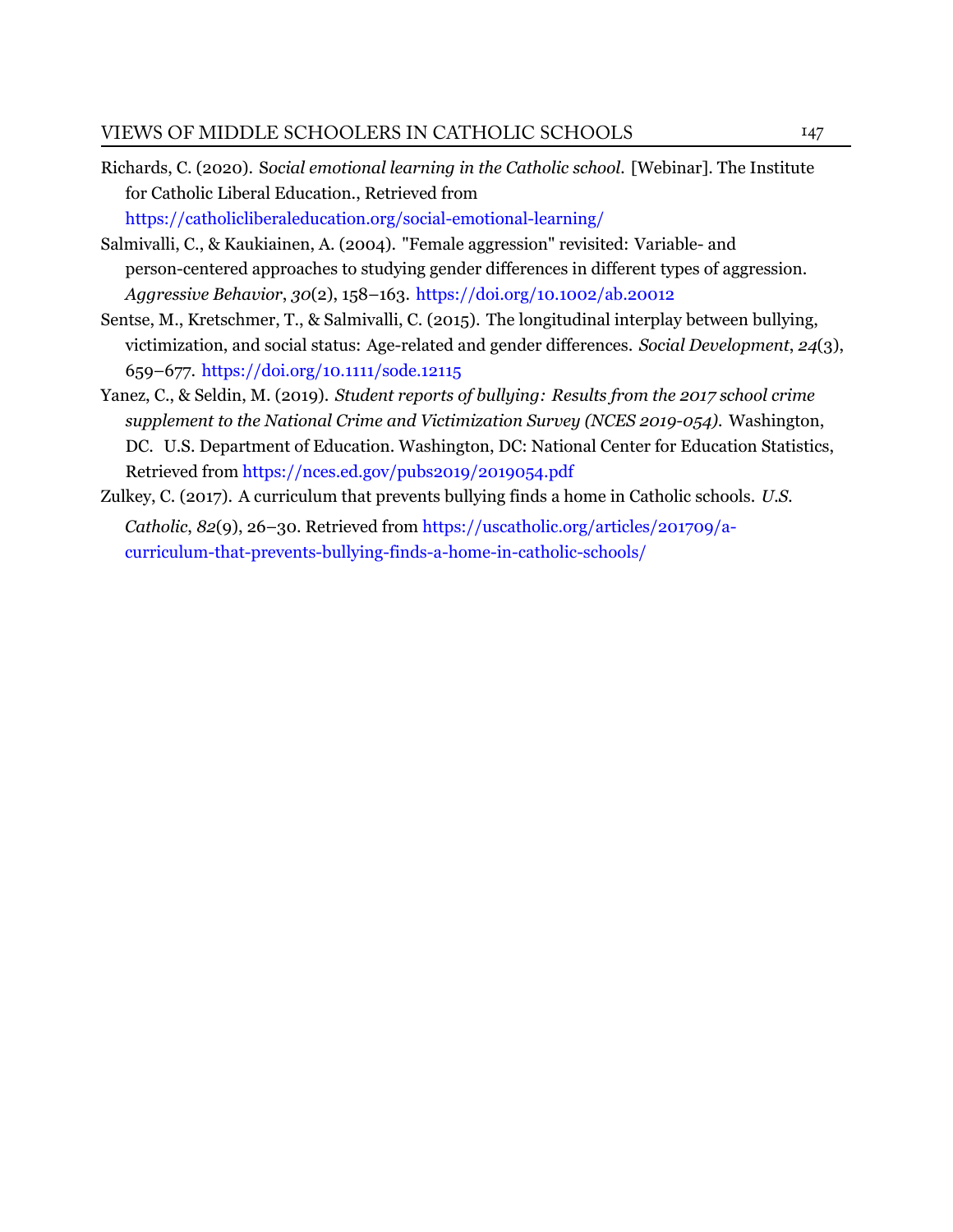Richards, C. (2020). S*ocial emotional learning in the Catholic school.* [Webinar]. The Institute for Catholic Liberal Education., Retrieved from https://catholicliberaleducation.org/social-emotional-learning/

Salmivalli, C., & Kaukiainen, A. (2004). "Female aggression" revisited: Variable- and person-centered approaches to studying gender differences in different types of aggression. *Aggressive Behavior*, *30*(2), 158–163. https://doi.org/10.1002/ab.20012

Sentse, M., Kretschmer, T., & Salmivalli, C. (2015). The longitudinal interplay between bullying, victimization, and social status: Age-related and gender differences. *Social Development*, *24*(3), 659–677. https://doi.org/10.1111/sode.12115

Yanez, C., & Seldin, M. (2019). *Student reports of bullying: Results from the 2017 school crime supplement to the National Crime and Victimization Survey (NCES 2019-054).* Washington, DC. U.S. Department of Education. Washington, DC: National Center for Education Statistics, Retrieved from https://nces.ed.gov/pubs2019/2019054.pdf

Zulkey, C. (2017). A curriculum that prevents bullying finds a home in Catholic schools. *U.S. Catholic*, *82*(9), 26–30. Retrieved from https://uscatholic.org/articles/201709/a-curriculum-that-prevents-bullying-finds-a-home-in-catholic-schools/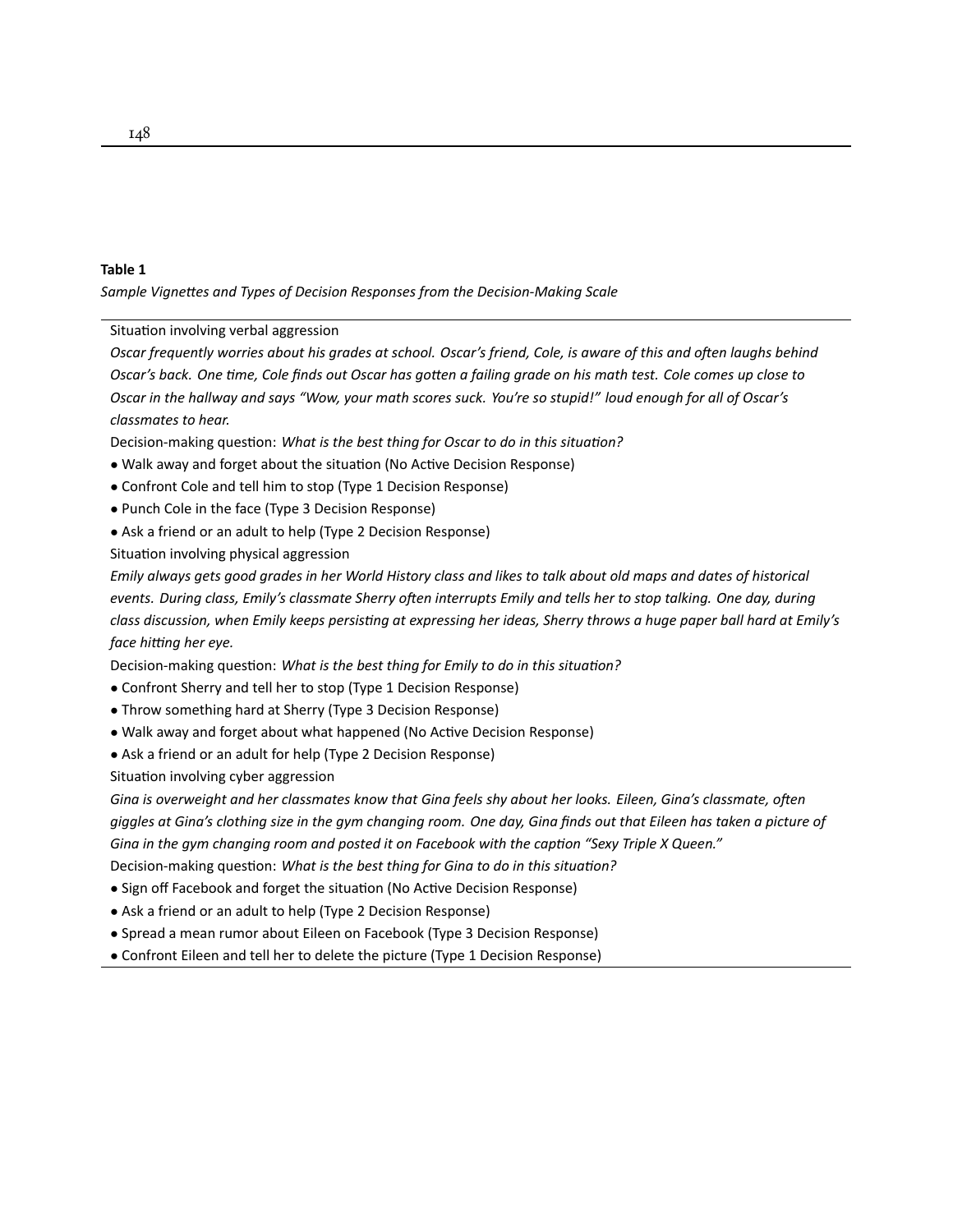**Table 1**

*Sample Vignettes and Types of Decision Responses from the Decision-Making Scale*

Situation involving verbal aggression

*Oscar frequently worries about his grades at school. Oscar's friend, Cole, is aware of this and often laughs behind Oscar's back. One time, Cole finds out Oscar has gotten a failing grade on his math test. Cole comes up close to Oscar in the hallway and says "Wow, your math scores suck. You're so stupid!" loud enough for all of Oscar's classmates to hear.*

Decision-making question: *What is the best thing for Oscar to do in this situation?*

- Walk away and forget about the situation (No Active Decision Response)
- Confront Cole and tell him to stop (Type 1 Decision Response)
- Punch Cole in the face (Type 3 Decision Response)
- Ask a friend or an adult to help (Type 2 Decision Response)

Situation involving physical aggression

*Emily always gets good grades in her World History class and likes to talk about old maps and dates of historical events. During class, Emily's classmate Sherry often interrupts Emily and tells her to stop talking. One day, during class discussion, when Emily keeps persisting at expressing her ideas, Sherry throws a huge paper ball hard at Emily's face hitting her eye.*

Decision-making question: *What is the best thing for Emily to do in this situation?*

- Confront Sherry and tell her to stop (Type 1 Decision Response)
- Throw something hard at Sherry (Type 3 Decision Response)
- Walk away and forget about what happened (No Active Decision Response)
- Ask a friend or an adult for help (Type 2 Decision Response)

Situation involving cyber aggression

*Gina is overweight and her classmates know that Gina feels shy about her looks. Eileen, Gina's classmate, often giggles at Gina's clothing size in the gym changing room. One day, Gina finds out that Eileen has taken a picture of Gina in the gym changing room and posted it on Facebook with the caption "Sexy Triple X Queen."*

Decision-making question: *What is the best thing for Gina to do in this situation?*

- Sign off Facebook and forget the situation (No Active Decision Response)
- Ask a friend or an adult to help (Type 2 Decision Response)
- Spread a mean rumor about Eileen on Facebook (Type 3 Decision Response)
- Confront Eileen and tell her to delete the picture (Type 1 Decision Response)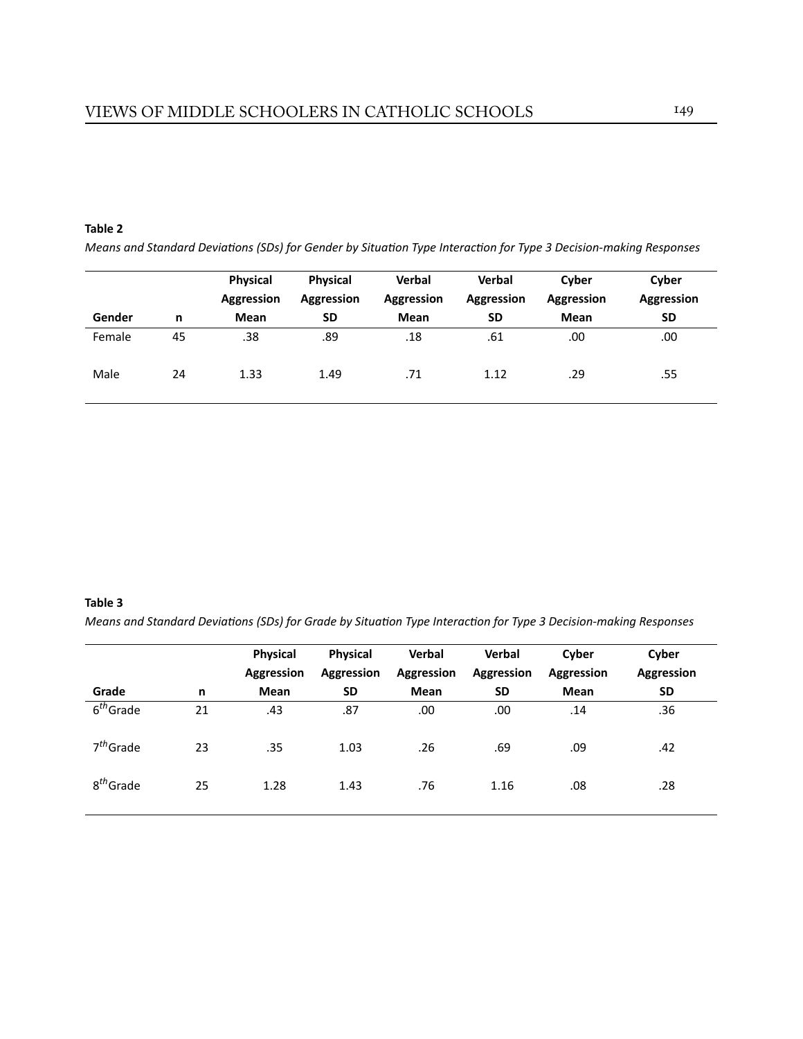**Table 2**

*Means and Standard Deviations (SDs) for Gender by Situation Type Interaction for Type 3 Decision-making Responses*

| Gender | n | Physical Aggression Mean | Physical Aggression SD | Verbal Aggression Mean | Verbal Aggression SD | Cyber Aggression Mean | Cyber Aggression SD |
|---|---|---|---|---|---|---|---|
| Female | 45 | .38 | .89 | .18 | .61 | .00 | .00 |
| Male | 24 | 1.33 | 1.49 | .71 | 1.12 | .29 | .55 |

**Table 3**

*Means and Standard Deviations (SDs) for Grade by Situation Type Interaction for Type 3 Decision-making Responses*

| Grade | n | Physical Aggression Mean | Physical Aggression SD | Verbal Aggression Mean | Verbal Aggression SD | Cyber Aggression Mean | Cyber Aggression SD |
|---|---|---|---|---|---|---|---|
| $6^{th}$ Grade | 21 | .43 | .87 | .00 | .00 | .14 | .36 |
| $7^{th}$ Grade | 23 | .35 | 1.03 | .26 | .69 | .09 | .42 |
| $8^{th}$ Grade | 25 | 1.28 | 1.43 | .76 | 1.16 | .08 | .28 |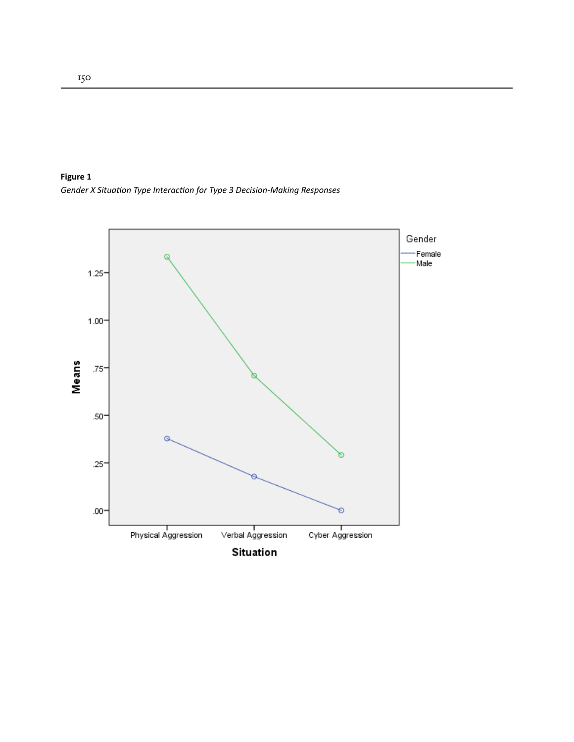**Figure 1**

*Gender X Situation Type Interaction for Type 3 Decision-Making Responses*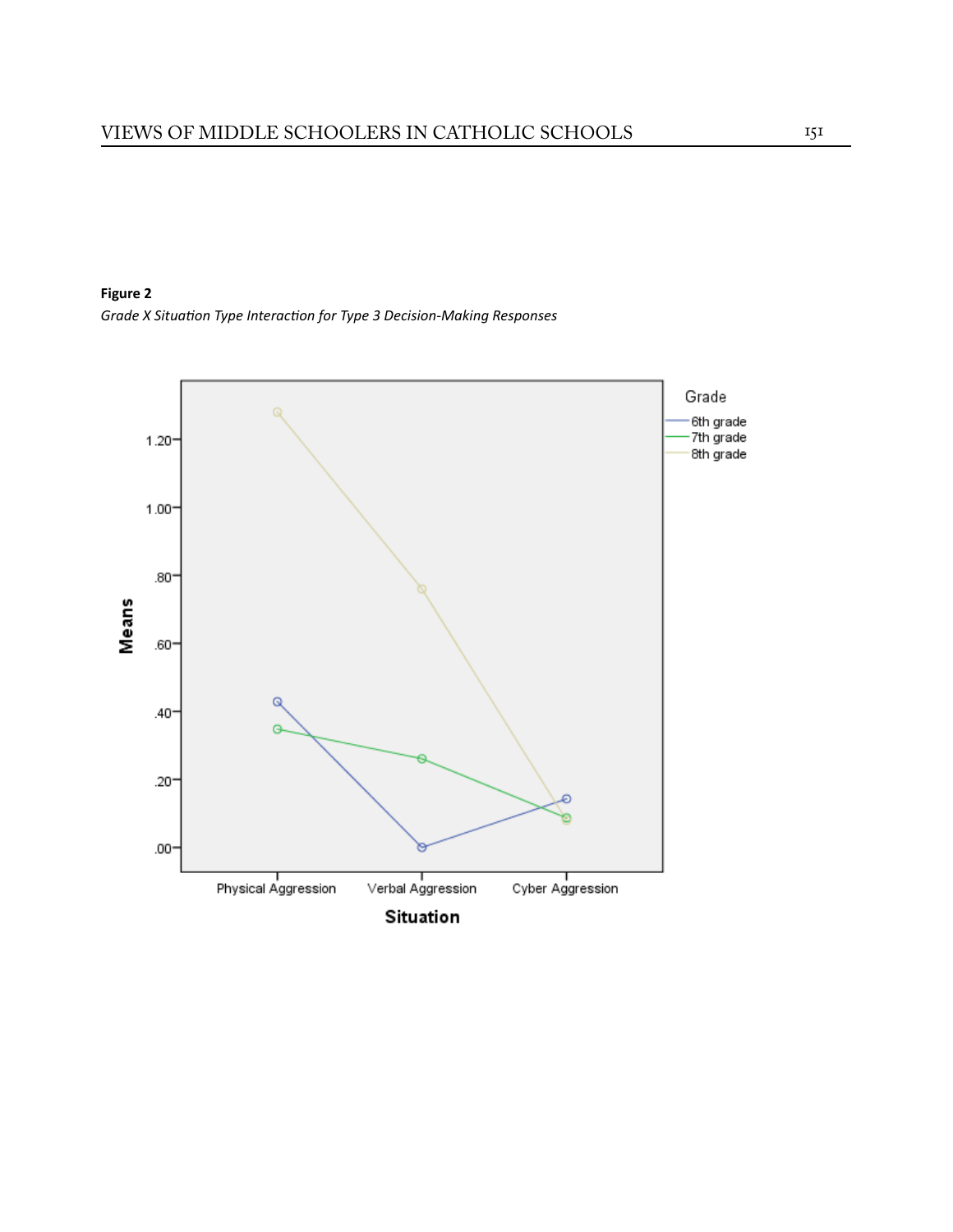**Figure 2**

*Grade X Situation Type Interaction for Type 3 Decision-Making Responses*

Grade
6th grade
7th grade
8th grade

Means
1.20
1.00
.80
.60
.40
.20
.00

Physical Aggression
Verbal Aggression
Cyber Aggression

Situation